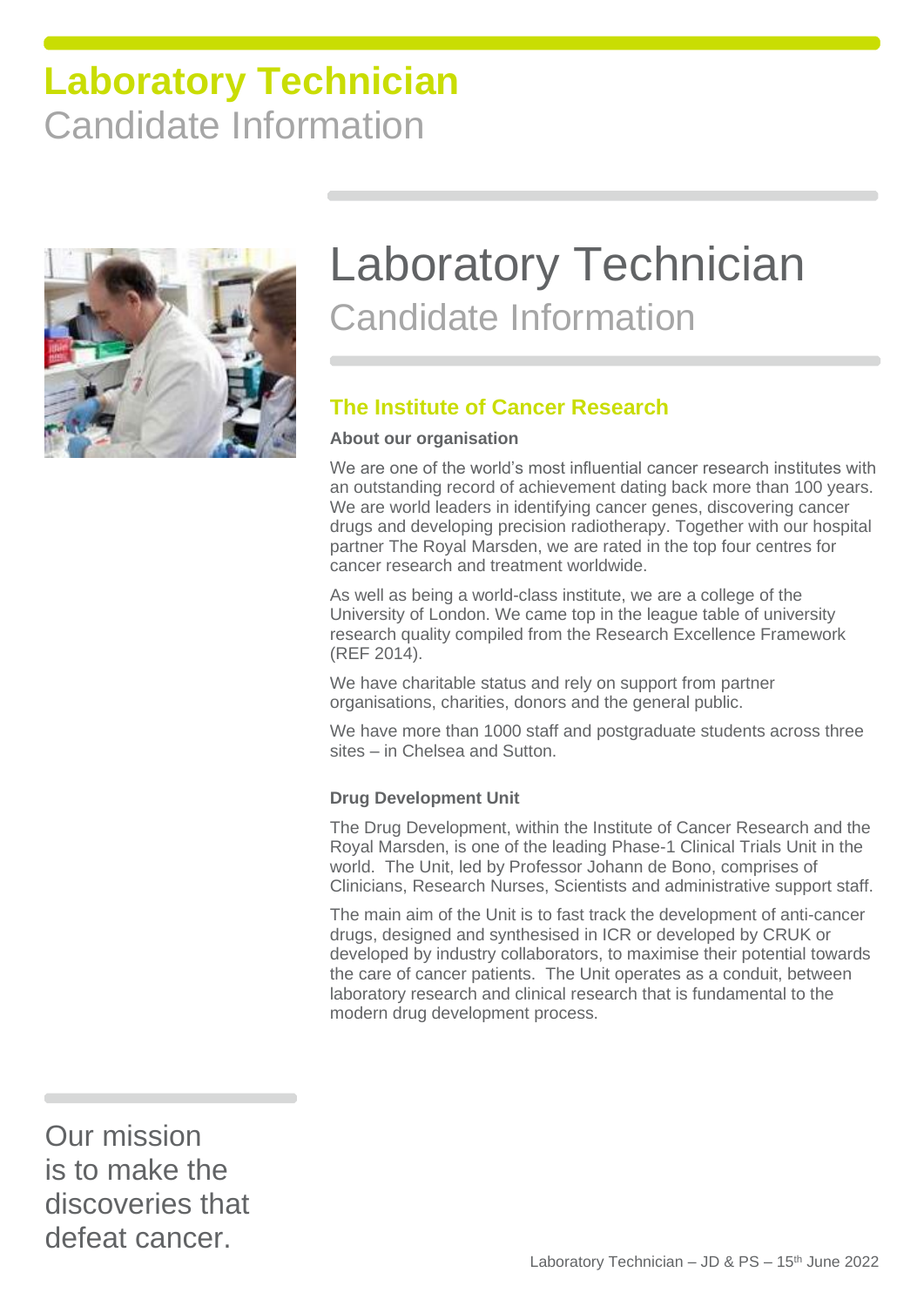# Laboratory Technician
Candidate Information

# Laboratory Technician
Candidate Information

## The Institute of Cancer Research

**About our organisation**

We are one of the world's most influential cancer research institutes with an outstanding record of achievement dating back more than 100 years. We are world leaders in identifying cancer genes, discovering cancer drugs and developing precision radiotherapy. Together with our hospital partner The Royal Marsden, we are rated in the top four centres for cancer research and treatment worldwide.

As well as being a world-class institute, we are a college of the University of London. We came top in the league table of university research quality compiled from the Research Excellence Framework (REF 2014).

We have charitable status and rely on support from partner organisations, charities, donors and the general public.

We have more than 1000 staff and postgraduate students across three sites – in Chelsea and Sutton.

**Drug Development Unit**

The Drug Development, within the Institute of Cancer Research and the Royal Marsden, is one of the leading Phase-1 Clinical Trials Unit in the world. The Unit, led by Professor Johann de Bono, comprises of Clinicians, Research Nurses, Scientists and administrative support staff.

The main aim of the Unit is to fast track the development of anti-cancer drugs, designed and synthesised in ICR or developed by CRUK or developed by industry collaborators, to maximise their potential towards the care of cancer patients. The Unit operates as a conduit, between laboratory research and clinical research that is fundamental to the modern drug development process.

Our mission is to make the discoveries that defeat cancer.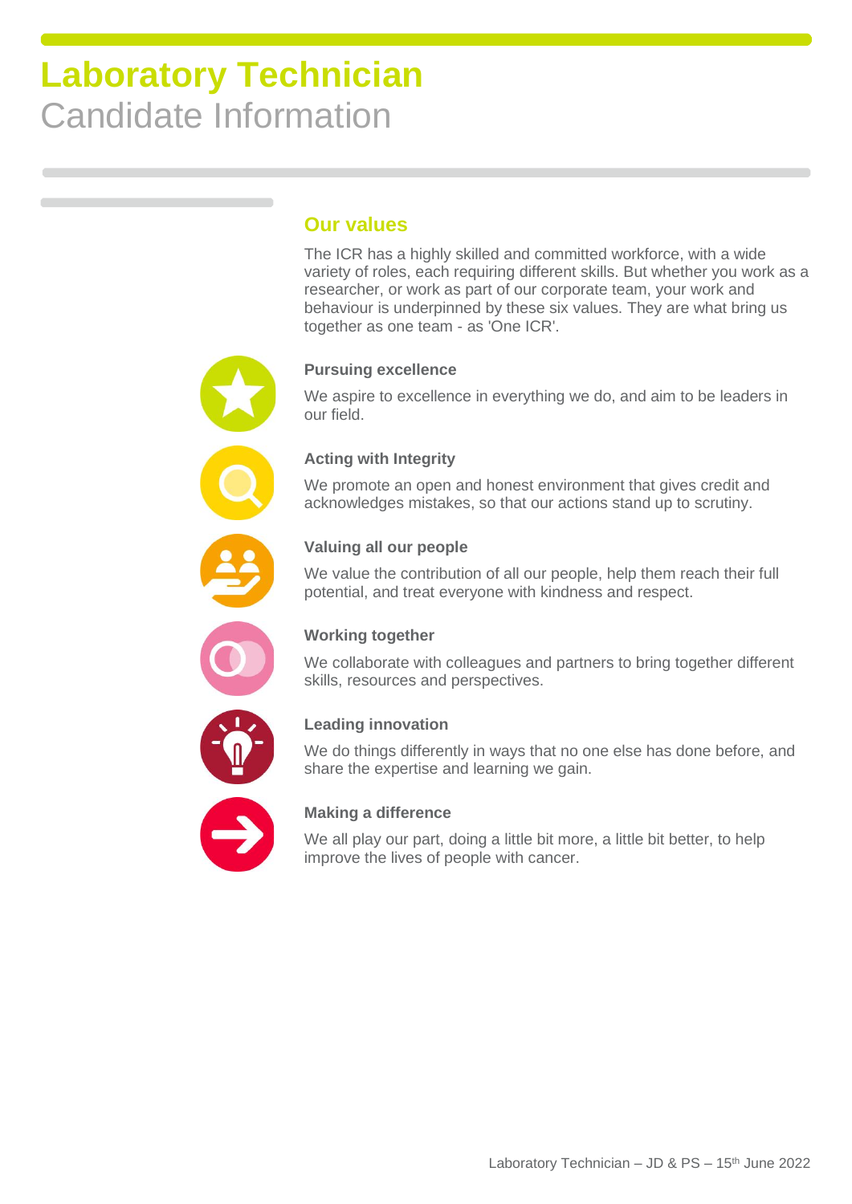# Laboratory Technician
Candidate Information

## Our values

The ICR has a highly skilled and committed workforce, with a wide variety of roles, each requiring different skills. But whether you work as a researcher, or work as part of our corporate team, your work and behaviour is underpinned by these six values. They are what bring us together as one team - as 'One ICR'.

### Pursuing excellence

We aspire to excellence in everything we do, and aim to be leaders in our field.

### Acting with Integrity

We promote an open and honest environment that gives credit and acknowledges mistakes, so that our actions stand up to scrutiny.

### Valuing all our people

We value the contribution of all our people, help them reach their full potential, and treat everyone with kindness and respect.

### Working together

We collaborate with colleagues and partners to bring together different skills, resources and perspectives.

### Leading innovation

We do things differently in ways that no one else has done before, and share the expertise and learning we gain.

### Making a difference

We all play our part, doing a little bit more, a little bit better, to help improve the lives of people with cancer.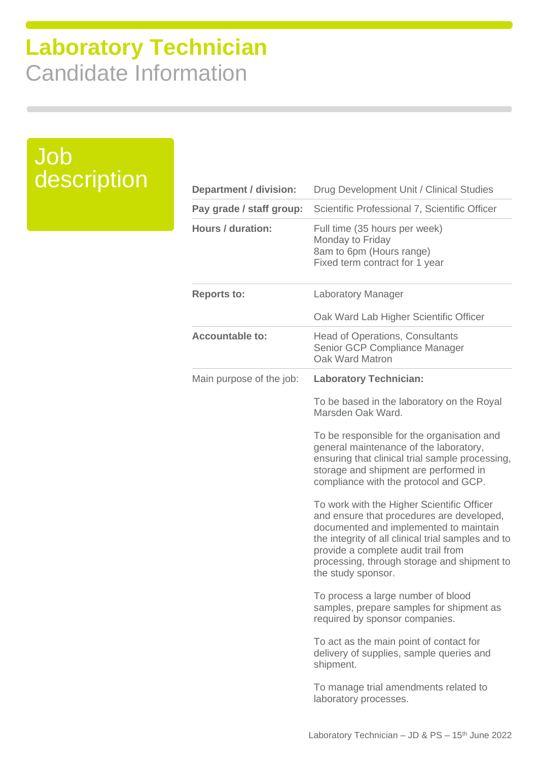# Laboratory Technician

## Candidate Information

## Job description

| | |
|---|---|
| **Department / division:** | Drug Development Unit / Clinical Studies |
| **Pay grade / staff group:** | Scientific Professional 7, Scientific Officer |
| **Hours / duration:** | Full time (35 hours per week)<br>Monday to Friday<br>8am to 6pm (Hours range)<br>Fixed term contract for 1 year |
| **Reports to:** | Laboratory Manager<br><br>Oak Ward Lab Higher Scientific Officer |
| **Accountable to:** | Head of Operations, Consultants<br>Senior GCP Compliance Manager<br>Oak Ward Matron |
| Main purpose of the job: | **Laboratory Technician:**<br><br>To be based in the laboratory on the Royal Marsden Oak Ward.<br><br>To be responsible for the organisation and general maintenance of the laboratory, ensuring that clinical trial sample processing, storage and shipment are performed in compliance with the protocol and GCP.<br><br>To work with the Higher Scientific Officer and ensure that procedures are developed, documented and implemented to maintain the integrity of all clinical trial samples and to provide a complete audit trail from processing, through storage and shipment to the study sponsor.<br><br>To process a large number of blood samples, prepare samples for shipment as required by sponsor companies.<br><br>To act as the main point of contact for delivery of supplies, sample queries and shipment.<br><br>To manage trial amendments related to laboratory processes. |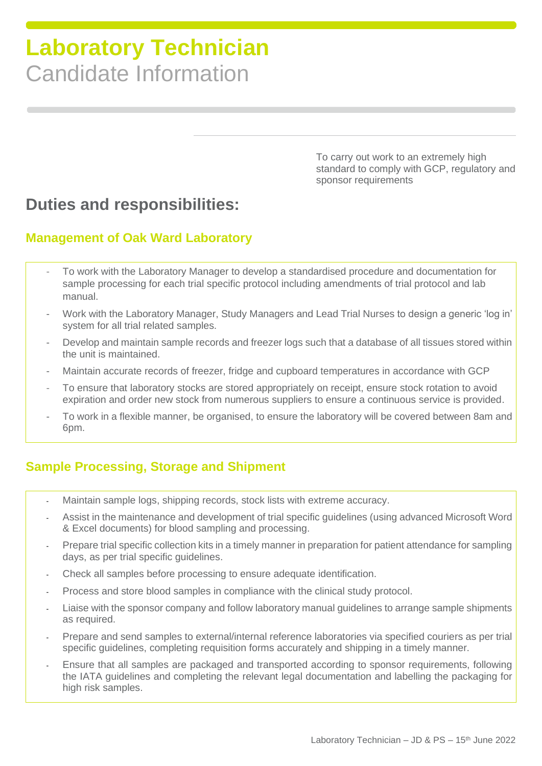# Laboratory Technician

Candidate Information

To carry out work to an extremely high standard to comply with GCP, regulatory and sponsor requirements

## Duties and responsibilities:

### Management of Oak Ward Laboratory

- To work with the Laboratory Manager to develop a standardised procedure and documentation for sample processing for each trial specific protocol including amendments of trial protocol and lab manual.
- Work with the Laboratory Manager, Study Managers and Lead Trial Nurses to design a generic 'log in' system for all trial related samples.
- Develop and maintain sample records and freezer logs such that a database of all tissues stored within the unit is maintained.
- Maintain accurate records of freezer, fridge and cupboard temperatures in accordance with GCP
- To ensure that laboratory stocks are stored appropriately on receipt, ensure stock rotation to avoid expiration and order new stock from numerous suppliers to ensure a continuous service is provided.
- To work in a flexible manner, be organised, to ensure the laboratory will be covered between 8am and 6pm.

### Sample Processing, Storage and Shipment

- Maintain sample logs, shipping records, stock lists with extreme accuracy.
- Assist in the maintenance and development of trial specific guidelines (using advanced Microsoft Word & Excel documents) for blood sampling and processing.
- Prepare trial specific collection kits in a timely manner in preparation for patient attendance for sampling days, as per trial specific guidelines.
- Check all samples before processing to ensure adequate identification.
- Process and store blood samples in compliance with the clinical study protocol.
- Liaise with the sponsor company and follow laboratory manual guidelines to arrange sample shipments as required.
- Prepare and send samples to external/internal reference laboratories via specified couriers as per trial specific guidelines, completing requisition forms accurately and shipping in a timely manner.
- Ensure that all samples are packaged and transported according to sponsor requirements, following the IATA guidelines and completing the relevant legal documentation and labelling the packaging for high risk samples.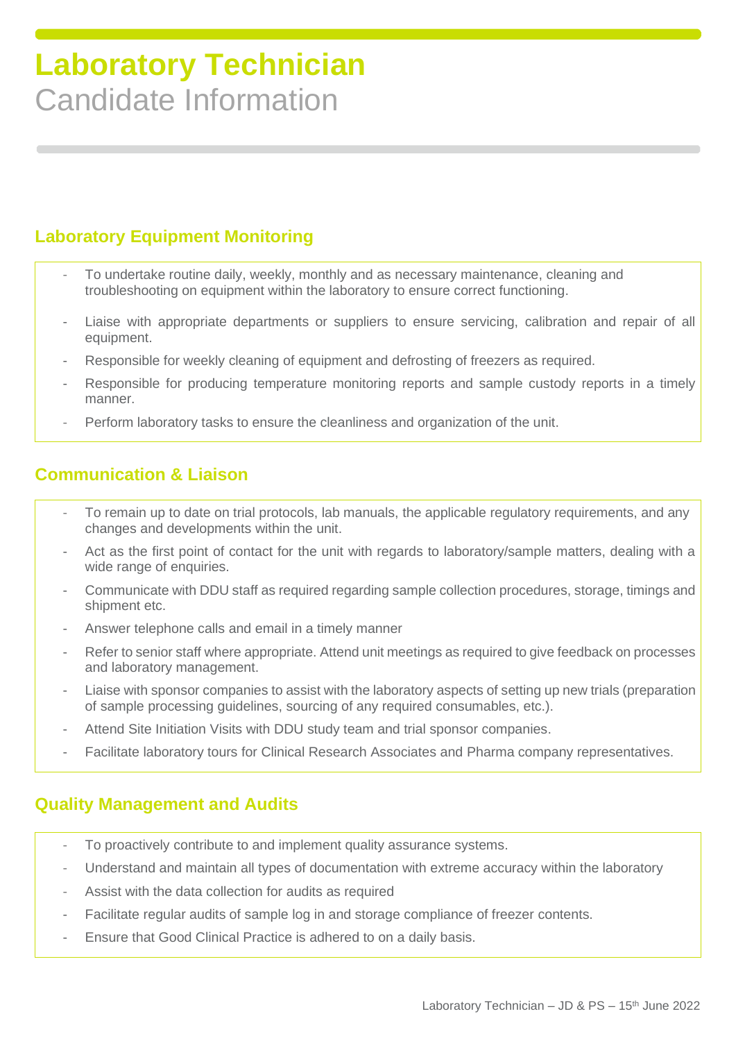# Laboratory Technician

Candidate Information

## Laboratory Equipment Monitoring

- To undertake routine daily, weekly, monthly and as necessary maintenance, cleaning and troubleshooting on equipment within the laboratory to ensure correct functioning.
- Liaise with appropriate departments or suppliers to ensure servicing, calibration and repair of all equipment.
- Responsible for weekly cleaning of equipment and defrosting of freezers as required.
- Responsible for producing temperature monitoring reports and sample custody reports in a timely manner.
- Perform laboratory tasks to ensure the cleanliness and organization of the unit.

## Communication & Liaison

- To remain up to date on trial protocols, lab manuals, the applicable regulatory requirements, and any changes and developments within the unit.
- Act as the first point of contact for the unit with regards to laboratory/sample matters, dealing with a wide range of enquiries.
- Communicate with DDU staff as required regarding sample collection procedures, storage, timings and shipment etc.
- Answer telephone calls and email in a timely manner
- Refer to senior staff where appropriate. Attend unit meetings as required to give feedback on processes and laboratory management.
- Liaise with sponsor companies to assist with the laboratory aspects of setting up new trials (preparation of sample processing guidelines, sourcing of any required consumables, etc.).
- Attend Site Initiation Visits with DDU study team and trial sponsor companies.
- Facilitate laboratory tours for Clinical Research Associates and Pharma company representatives.

## Quality Management and Audits

- To proactively contribute to and implement quality assurance systems.
- Understand and maintain all types of documentation with extreme accuracy within the laboratory
- Assist with the data collection for audits as required
- Facilitate regular audits of sample log in and storage compliance of freezer contents.
- Ensure that Good Clinical Practice is adhered to on a daily basis.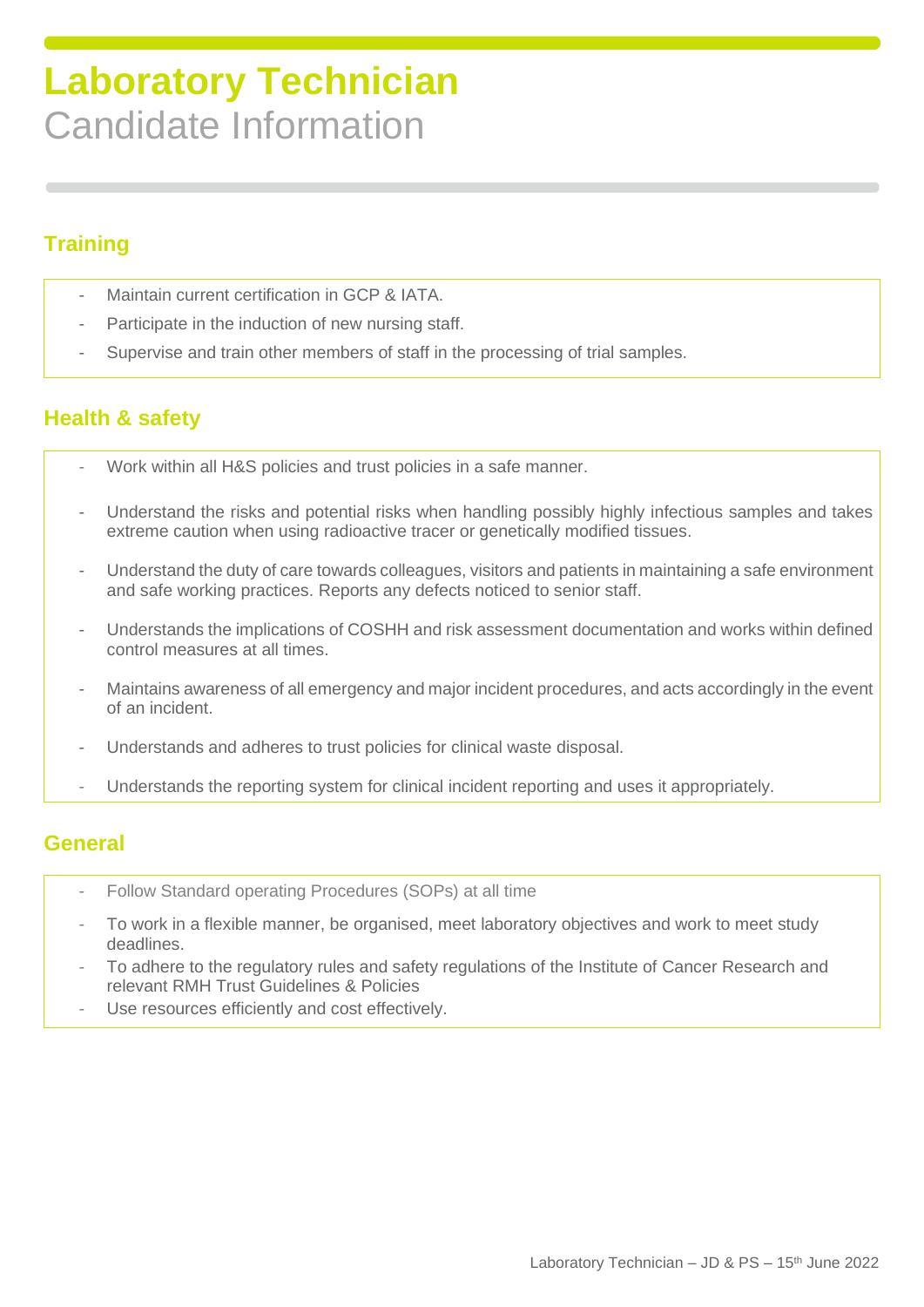# Laboratory Technician
Candidate Information

## Training

- Maintain current certification in GCP & IATA.
- Participate in the induction of new nursing staff.
- Supervise and train other members of staff in the processing of trial samples.

## Health & safety

- Work within all H&S policies and trust policies in a safe manner.
- Understand the risks and potential risks when handling possibly highly infectious samples and takes extreme caution when using radioactive tracer or genetically modified tissues.
- Understand the duty of care towards colleagues, visitors and patients in maintaining a safe environment and safe working practices. Reports any defects noticed to senior staff.
- Understands the implications of COSHH and risk assessment documentation and works within defined control measures at all times.
- Maintains awareness of all emergency and major incident procedures, and acts accordingly in the event of an incident.
- Understands and adheres to trust policies for clinical waste disposal.
- Understands the reporting system for clinical incident reporting and uses it appropriately.

## General

- Follow Standard operating Procedures (SOPs) at all time
- To work in a flexible manner, be organised, meet laboratory objectives and work to meet study deadlines.
- To adhere to the regulatory rules and safety regulations of the Institute of Cancer Research and relevant RMH Trust Guidelines & Policies
- Use resources efficiently and cost effectively.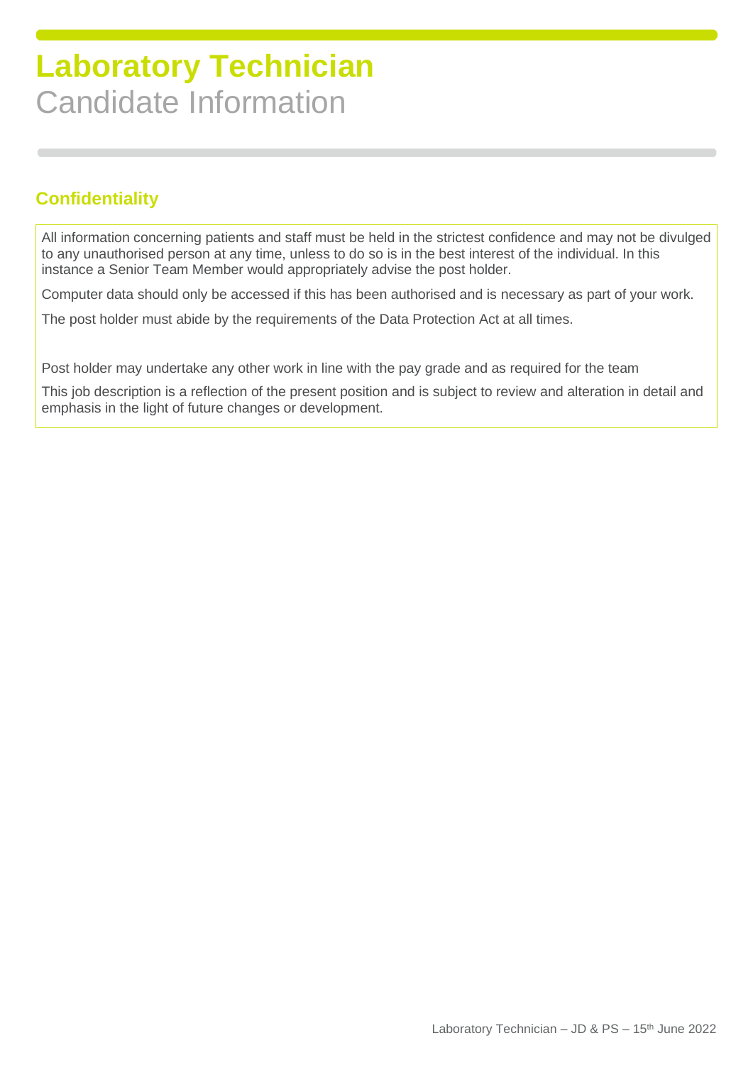# Laboratory Technician

Candidate Information

## Confidentiality

All information concerning patients and staff must be held in the strictest confidence and may not be divulged to any unauthorised person at any time, unless to do so is in the best interest of the individual. In this instance a Senior Team Member would appropriately advise the post holder.

Computer data should only be accessed if this has been authorised and is necessary as part of your work.

The post holder must abide by the requirements of the Data Protection Act at all times.

Post holder may undertake any other work in line with the pay grade and as required for the team

This job description is a reflection of the present position and is subject to review and alteration in detail and emphasis in the light of future changes or development.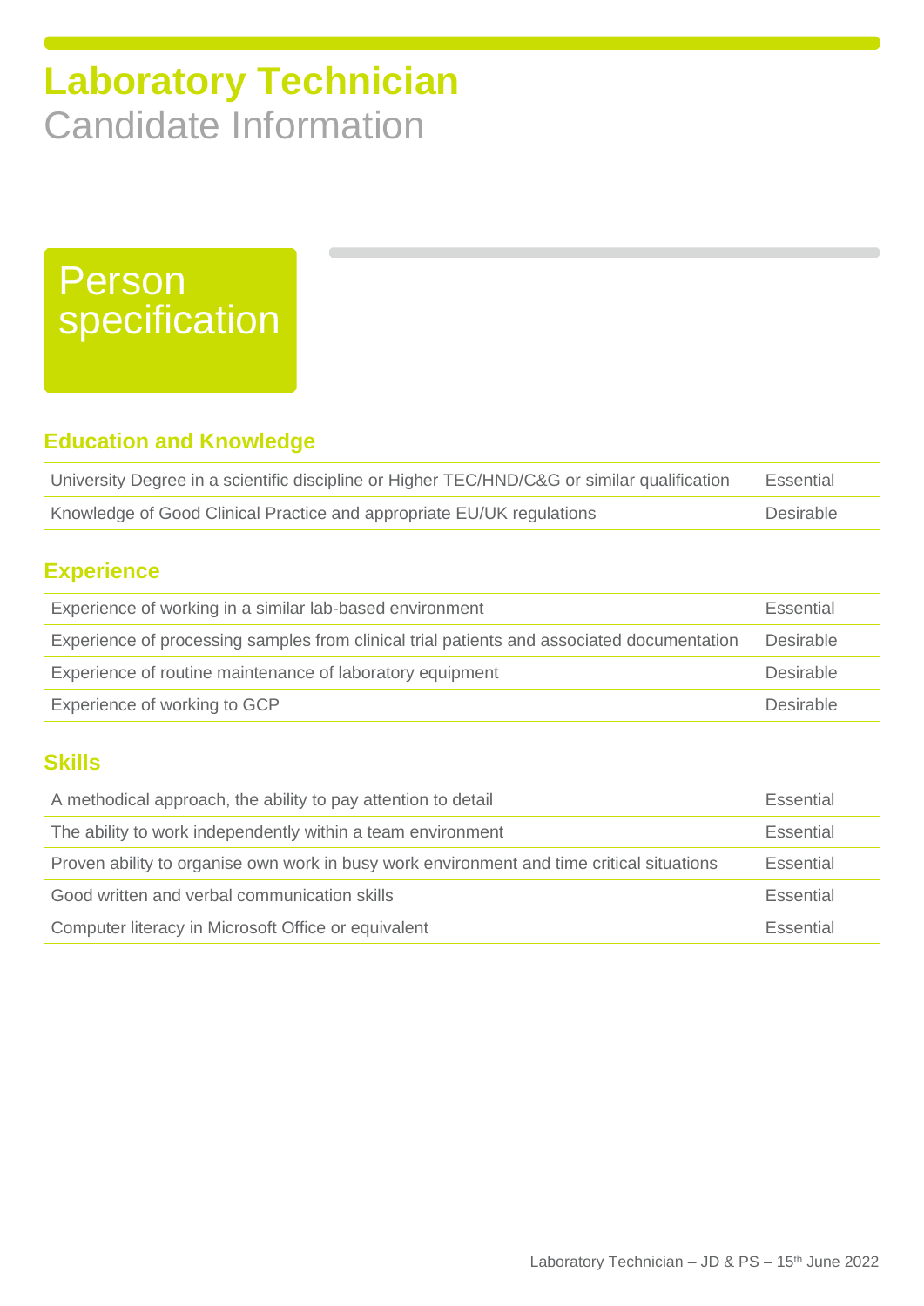# Laboratory Technician
Candidate Information

## Person specification

### Education and Knowledge

| | |
|---|---|
| University Degree in a scientific discipline or Higher TEC/HND/C&G or similar qualification | Essential |
| Knowledge of Good Clinical Practice and appropriate EU/UK regulations | Desirable |

### Experience

| | |
|---|---|
| Experience of working in a similar lab-based environment | Essential |
| Experience of processing samples from clinical trial patients and associated documentation | Desirable |
| Experience of routine maintenance of laboratory equipment | Desirable |
| Experience of working to GCP | Desirable |

### Skills

| | |
|---|---|
| A methodical approach, the ability to pay attention to detail | Essential |
| The ability to work independently within a team environment | Essential |
| Proven ability to organise own work in busy work environment and time critical situations | Essential |
| Good written and verbal communication skills | Essential |
| Computer literacy in Microsoft Office or equivalent | Essential |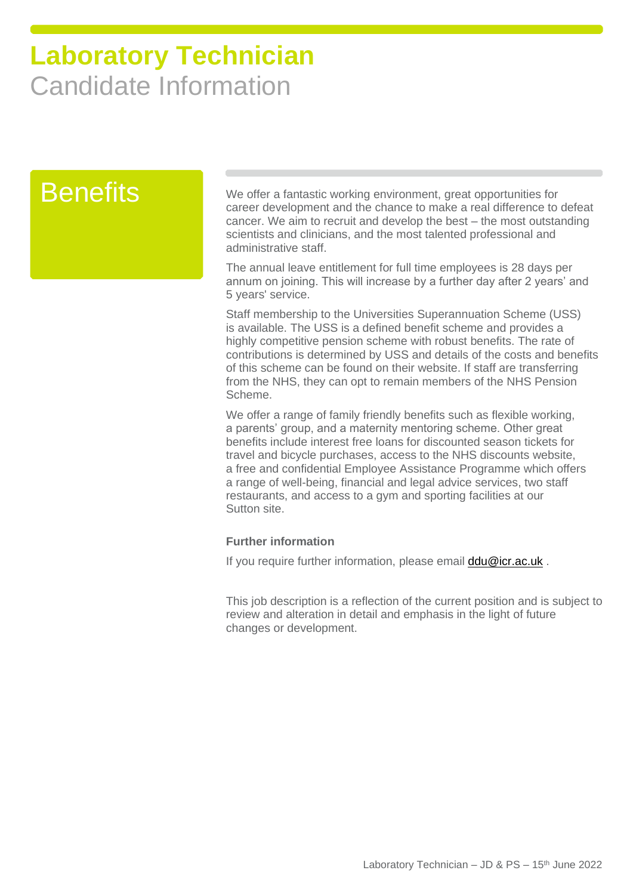# Laboratory Technician
## Candidate Information

## Benefits

We offer a fantastic working environment, great opportunities for career development and the chance to make a real difference to defeat cancer. We aim to recruit and develop the best – the most outstanding scientists and clinicians, and the most talented professional and administrative staff.

The annual leave entitlement for full time employees is 28 days per annum on joining. This will increase by a further day after 2 years' and 5 years' service.

Staff membership to the Universities Superannuation Scheme (USS) is available. The USS is a defined benefit scheme and provides a highly competitive pension scheme with robust benefits. The rate of contributions is determined by USS and details of the costs and benefits of this scheme can be found on their website. If staff are transferring from the NHS, they can opt to remain members of the NHS Pension Scheme.

We offer a range of family friendly benefits such as flexible working, a parents' group, and a maternity mentoring scheme. Other great benefits include interest free loans for discounted season tickets for travel and bicycle purchases, access to the NHS discounts website, a free and confidential Employee Assistance Programme which offers a range of well-being, financial and legal advice services, two staff restaurants, and access to a gym and sporting facilities at our Sutton site.

**Further information**

If you require further information, please email ddu@icr.ac.uk .

This job description is a reflection of the current position and is subject to review and alteration in detail and emphasis in the light of future changes or development.